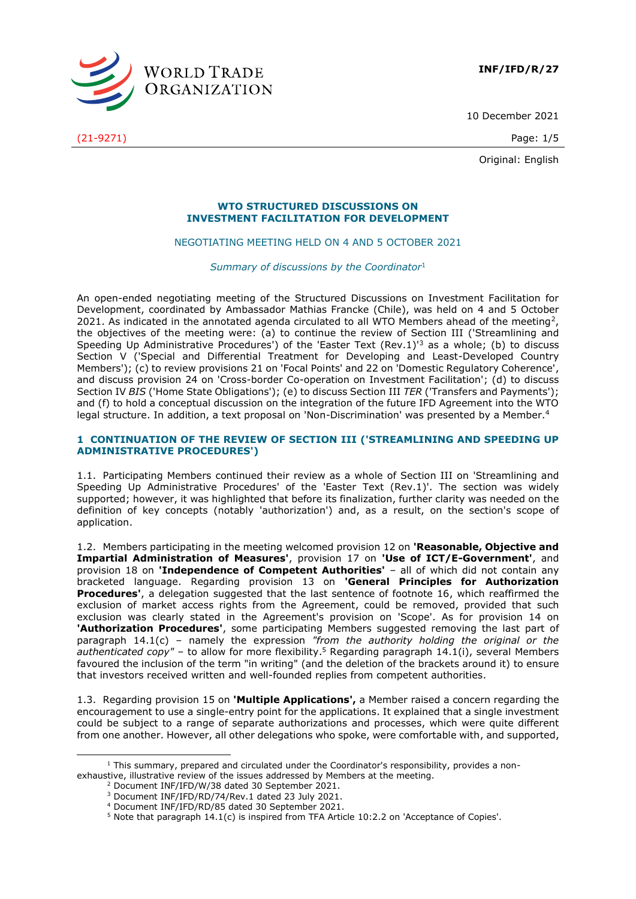WORLD TRADE ORGANIZATION

**INF/IFD/R/27**

10 December 2021

(21-9271)

Original: English

**WTO STRUCTURED DISCUSSIONS ON INVESTMENT FACILITATION FOR DEVELOPMENT**

NEGOTIATING MEETING HELD ON 4 AND 5 OCTOBER 2021

*Summary of discussions by the Coordinator*[1]

An open-ended negotiating meeting of the Structured Discussions on Investment Facilitation for Development, coordinated by Ambassador Mathias Francke (Chile), was held on 4 and 5 October 2021. As indicated in the annotated agenda circulated to all WTO Members ahead of the meeting[2], the objectives of the meeting were: (a) to continue the review of Section III ('Streamlining and Speeding Up Administrative Procedures') of the 'Easter Text (Rev.1)'[3] as a whole; (b) to discuss Section V ('Special and Differential Treatment for Developing and Least-Developed Country Members'); (c) to review provisions 21 on 'Focal Points' and 22 on 'Domestic Regulatory Coherence', and discuss provision 24 on 'Cross-border Co-operation on Investment Facilitation'; (d) to discuss Section IV *BIS* ('Home State Obligations'); (e) to discuss Section III *TER* ('Transfers and Payments'); and (f) to hold a conceptual discussion on the integration of the future IFD Agreement into the WTO legal structure. In addition, a text proposal on 'Non-Discrimination' was presented by a Member.[4]

## 1 CONTINUATION OF THE REVIEW OF SECTION III ('STREAMLINING AND SPEEDING UP ADMINISTRATIVE PROCEDURES')

1.1. Participating Members continued their review as a whole of Section III on 'Streamlining and Speeding Up Administrative Procedures' of the 'Easter Text (Rev.1)'. The section was widely supported; however, it was highlighted that before its finalization, further clarity was needed on the definition of key concepts (notably 'authorization') and, as a result, on the section's scope of application.

1.2. Members participating in the meeting welcomed provision 12 on **'Reasonable, Objective and Impartial Administration of Measures'**, provision 17 on **'Use of ICT/E-Government'**, and provision 18 on **'Independence of Competent Authorities'** – all of which did not contain any bracketed language. Regarding provision 13 on **'General Principles for Authorization Procedures'**, a delegation suggested that the last sentence of footnote 16, which reaffirmed the exclusion of market access rights from the Agreement, could be removed, provided that such exclusion was clearly stated in the Agreement's provision on 'Scope'. As for provision 14 on **'Authorization Procedures'**, some participating Members suggested removing the last part of paragraph 14.1(c) – namely the expression *"from the authority holding the original or the authenticated copy"* – to allow for more flexibility.[5] Regarding paragraph 14.1(i), several Members favoured the inclusion of the term "in writing" (and the deletion of the brackets around it) to ensure that investors received written and well-founded replies from competent authorities.

1.3. Regarding provision 15 on **'Multiple Applications',** a Member raised a concern regarding the encouragement to use a single-entry point for the applications. It explained that a single investment could be subject to a range of separate authorizations and processes, which were quite different from one another. However, all other delegations who spoke, were comfortable with, and supported,

---

[1] This summary, prepared and circulated under the Coordinator's responsibility, provides a non-exhaustive, illustrative review of the issues addressed by Members at the meeting.

[2] Document INF/IFD/W/38 dated 30 September 2021.

[3] Document INF/IFD/RD/74/Rev.1 dated 23 July 2021.

[4] Document INF/IFD/RD/85 dated 30 September 2021.

[5] Note that paragraph 14.1(c) is inspired from TFA Article 10:2.2 on 'Acceptance of Copies'.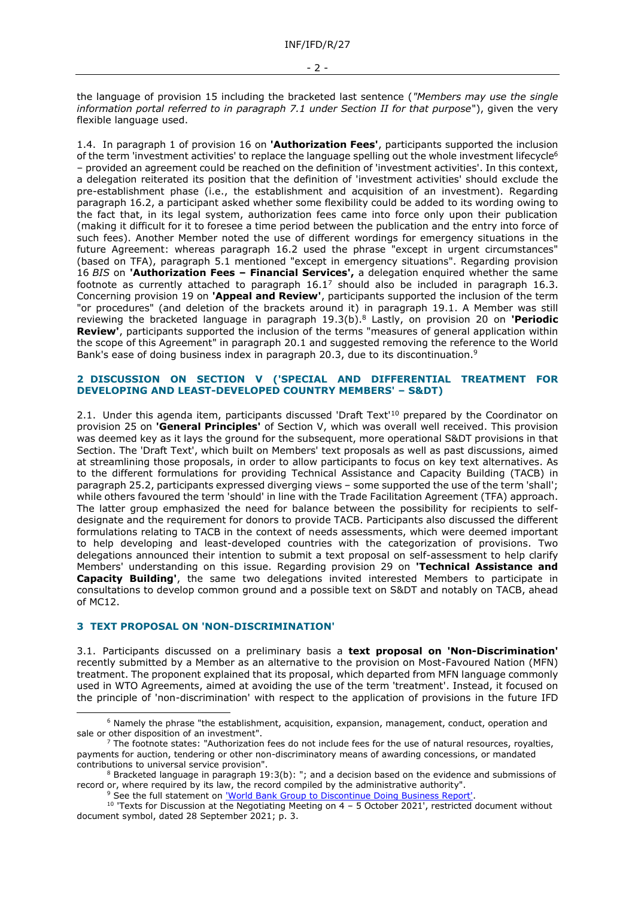the language of provision 15 including the bracketed last sentence (*"Members may use the single information portal referred to in paragraph 7.1 under Section II for that purpose*"), given the very flexible language used.

1.4. In paragraph 1 of provision 16 on **'Authorization Fees'**, participants supported the inclusion of the term 'investment activities' to replace the language spelling out the whole investment lifecycle[6] – provided an agreement could be reached on the definition of 'investment activities'. In this context, a delegation reiterated its position that the definition of 'investment activities' should exclude the pre-establishment phase (i.e., the establishment and acquisition of an investment). Regarding paragraph 16.2, a participant asked whether some flexibility could be added to its wording owing to the fact that, in its legal system, authorization fees came into force only upon their publication (making it difficult for it to foresee a time period between the publication and the entry into force of such fees). Another Member noted the use of different wordings for emergency situations in the future Agreement: whereas paragraph 16.2 used the phrase "except in urgent circumstances" (based on TFA), paragraph 5.1 mentioned "except in emergency situations". Regarding provision 16 *BIS* on **'Authorization Fees – Financial Services',** a delegation enquired whether the same footnote as currently attached to paragraph 16.1[7] should also be included in paragraph 16.3. Concerning provision 19 on **'Appeal and Review'**, participants supported the inclusion of the term "or procedures" (and deletion of the brackets around it) in paragraph 19.1. A Member was still reviewing the bracketed language in paragraph 19.3(b).[8] Lastly, on provision 20 on **'Periodic Review'**, participants supported the inclusion of the terms "measures of general application within the scope of this Agreement" in paragraph 20.1 and suggested removing the reference to the World Bank's ease of doing business index in paragraph 20.3, due to its discontinuation.[9]

## 2 DISCUSSION ON SECTION V ('SPECIAL AND DIFFERENTIAL TREATMENT FOR DEVELOPING AND LEAST-DEVELOPED COUNTRY MEMBERS' – S&DT)

2.1. Under this agenda item, participants discussed 'Draft Text'[10] prepared by the Coordinator on provision 25 on **'General Principles'** of Section V, which was overall well received. This provision was deemed key as it lays the ground for the subsequent, more operational S&DT provisions in that Section. The 'Draft Text', which built on Members' text proposals as well as past discussions, aimed at streamlining those proposals, in order to allow participants to focus on key text alternatives. As to the different formulations for providing Technical Assistance and Capacity Building (TACB) in paragraph 25.2, participants expressed diverging views – some supported the use of the term 'shall'; while others favoured the term 'should' in line with the Trade Facilitation Agreement (TFA) approach. The latter group emphasized the need for balance between the possibility for recipients to self-designate and the requirement for donors to provide TACB. Participants also discussed the different formulations relating to TACB in the context of needs assessments, which were deemed important to help developing and least-developed countries with the categorization of provisions. Two delegations announced their intention to submit a text proposal on self-assessment to help clarify Members' understanding on this issue. Regarding provision 29 on **'Technical Assistance and Capacity Building'**, the same two delegations invited interested Members to participate in consultations to develop common ground and a possible text on S&DT and notably on TACB, ahead of MC12.

## 3 TEXT PROPOSAL ON 'NON-DISCRIMINATION'

3.1. Participants discussed on a preliminary basis a **text proposal on 'Non-Discrimination'** recently submitted by a Member as an alternative to the provision on Most-Favoured Nation (MFN) treatment. The proponent explained that its proposal, which departed from MFN language commonly used in WTO Agreements, aimed at avoiding the use of the term 'treatment'. Instead, it focused on the principle of 'non-discrimination' with respect to the application of provisions in the future IFD

---

[6] Namely the phrase "the establishment, acquisition, expansion, management, conduct, operation and sale or other disposition of an investment".

[7] The footnote states: "Authorization fees do not include fees for the use of natural resources, royalties, payments for auction, tendering or other non-discriminatory means of awarding concessions, or mandated contributions to universal service provision".

[8] Bracketed language in paragraph 19:3(b): "; and a decision based on the evidence and submissions of record or, where required by its law, the record compiled by the administrative authority".

[9] See the full statement on 'World Bank Group to Discontinue Doing Business Report'.

[10] 'Texts for Discussion at the Negotiating Meeting on 4 – 5 October 2021', restricted document without document symbol, dated 28 September 2021; p. 3.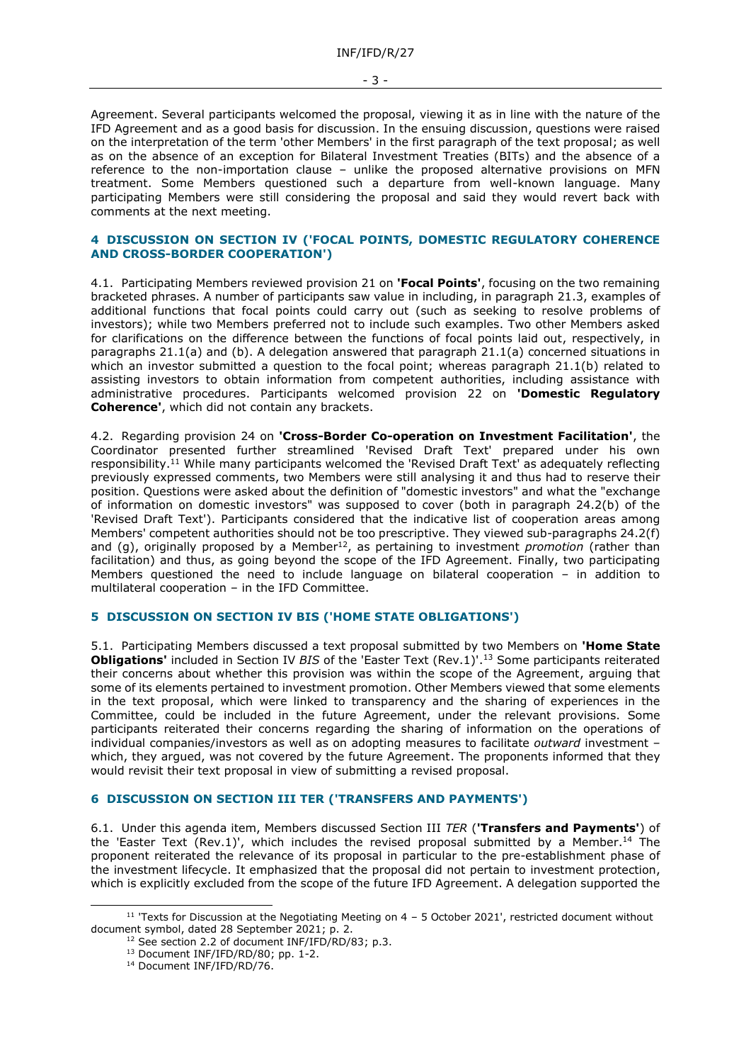Agreement. Several participants welcomed the proposal, viewing it as in line with the nature of the IFD Agreement and as a good basis for discussion. In the ensuing discussion, questions were raised on the interpretation of the term 'other Members' in the first paragraph of the text proposal; as well as on the absence of an exception for Bilateral Investment Treaties (BITs) and the absence of a reference to the non-importation clause – unlike the proposed alternative provisions on MFN treatment. Some Members questioned such a departure from well-known language. Many participating Members were still considering the proposal and said they would revert back with comments at the next meeting.

## 4 DISCUSSION ON SECTION IV ('FOCAL POINTS, DOMESTIC REGULATORY COHERENCE AND CROSS-BORDER COOPERATION')

4.1. Participating Members reviewed provision 21 on **'Focal Points'**, focusing on the two remaining bracketed phrases. A number of participants saw value in including, in paragraph 21.3, examples of additional functions that focal points could carry out (such as seeking to resolve problems of investors); while two Members preferred not to include such examples. Two other Members asked for clarifications on the difference between the functions of focal points laid out, respectively, in paragraphs 21.1(a) and (b). A delegation answered that paragraph 21.1(a) concerned situations in which an investor submitted a question to the focal point; whereas paragraph 21.1(b) related to assisting investors to obtain information from competent authorities, including assistance with administrative procedures. Participants welcomed provision 22 on **'Domestic Regulatory Coherence'**, which did not contain any brackets.

4.2. Regarding provision 24 on **'Cross-Border Co-operation on Investment Facilitation'**, the Coordinator presented further streamlined 'Revised Draft Text' prepared under his own responsibility.[11] While many participants welcomed the 'Revised Draft Text' as adequately reflecting previously expressed comments, two Members were still analysing it and thus had to reserve their position. Questions were asked about the definition of "domestic investors" and what the "exchange of information on domestic investors" was supposed to cover (both in paragraph 24.2(b) of the 'Revised Draft Text'). Participants considered that the indicative list of cooperation areas among Members' competent authorities should not be too prescriptive. They viewed sub-paragraphs 24.2(f) and (g), originally proposed by a Member[12], as pertaining to investment *promotion* (rather than facilitation) and thus, as going beyond the scope of the IFD Agreement. Finally, two participating Members questioned the need to include language on bilateral cooperation – in addition to multilateral cooperation – in the IFD Committee.

## 5 DISCUSSION ON SECTION IV BIS ('HOME STATE OBLIGATIONS')

5.1. Participating Members discussed a text proposal submitted by two Members on **'Home State Obligations'** included in Section IV *BIS* of the 'Easter Text (Rev.1)'.[13] Some participants reiterated their concerns about whether this provision was within the scope of the Agreement, arguing that some of its elements pertained to investment promotion. Other Members viewed that some elements in the text proposal, which were linked to transparency and the sharing of experiences in the Committee, could be included in the future Agreement, under the relevant provisions. Some participants reiterated their concerns regarding the sharing of information on the operations of individual companies/investors as well as on adopting measures to facilitate *outward* investment – which, they argued, was not covered by the future Agreement. The proponents informed that they would revisit their text proposal in view of submitting a revised proposal.

## 6 DISCUSSION ON SECTION III TER ('TRANSFERS AND PAYMENTS')

6.1. Under this agenda item, Members discussed Section III *TER* (**'Transfers and Payments'**) of the 'Easter Text (Rev.1)', which includes the revised proposal submitted by a Member.[14] The proponent reiterated the relevance of its proposal in particular to the pre-establishment phase of the investment lifecycle. It emphasized that the proposal did not pertain to investment protection, which is explicitly excluded from the scope of the future IFD Agreement. A delegation supported the

---

[11] 'Texts for Discussion at the Negotiating Meeting on 4 – 5 October 2021', restricted document without document symbol, dated 28 September 2021; p. 2.

[12] See section 2.2 of document INF/IFD/RD/83; p.3.

[13] Document INF/IFD/RD/80; pp. 1-2.

[14] Document INF/IFD/RD/76.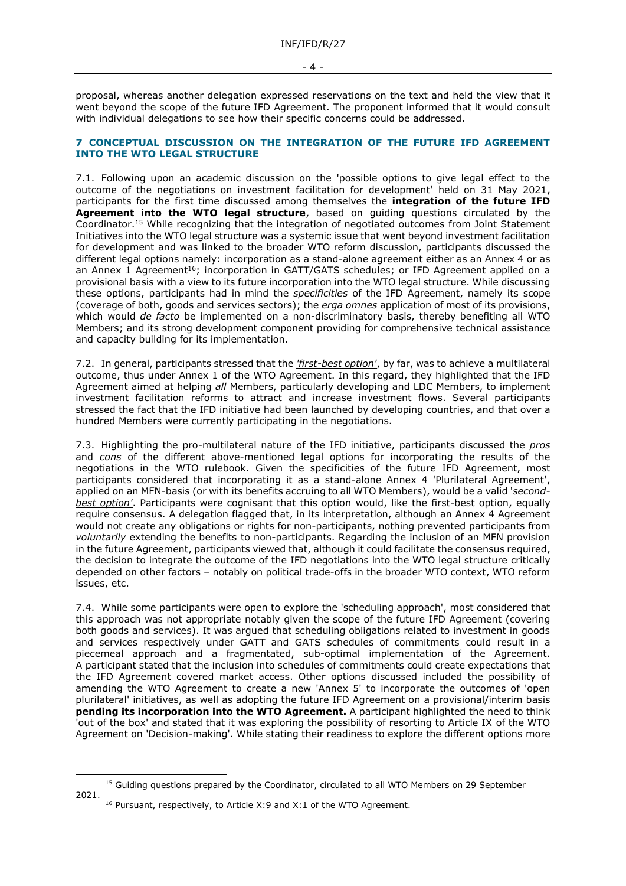proposal, whereas another delegation expressed reservations on the text and held the view that it went beyond the scope of the future IFD Agreement. The proponent informed that it would consult with individual delegations to see how their specific concerns could be addressed.

## 7 CONCEPTUAL DISCUSSION ON THE INTEGRATION OF THE FUTURE IFD AGREEMENT INTO THE WTO LEGAL STRUCTURE

7.1. Following upon an academic discussion on the 'possible options to give legal effect to the outcome of the negotiations on investment facilitation for development' held on 31 May 2021, participants for the first time discussed among themselves the **integration of the future IFD Agreement into the WTO legal structure**, based on guiding questions circulated by the Coordinator.[15] While recognizing that the integration of negotiated outcomes from Joint Statement Initiatives into the WTO legal structure was a systemic issue that went beyond investment facilitation for development and was linked to the broader WTO reform discussion, participants discussed the different legal options namely: incorporation as a stand-alone agreement either as an Annex 4 or as an Annex 1 Agreement[16]; incorporation in GATT/GATS schedules; or IFD Agreement applied on a provisional basis with a view to its future incorporation into the WTO legal structure. While discussing these options, participants had in mind the *specificities* of the IFD Agreement, namely its scope (coverage of both, goods and services sectors); the *erga omnes* application of most of its provisions, which would *de facto* be implemented on a non-discriminatory basis, thereby benefiting all WTO Members; and its strong development component providing for comprehensive technical assistance and capacity building for its implementation.

7.2. In general, participants stressed that the *'first-best option'*, by far, was to achieve a multilateral outcome, thus under Annex 1 of the WTO Agreement. In this regard, they highlighted that the IFD Agreement aimed at helping *all* Members, particularly developing and LDC Members, to implement investment facilitation reforms to attract and increase investment flows. Several participants stressed the fact that the IFD initiative had been launched by developing countries, and that over a hundred Members were currently participating in the negotiations.

7.3. Highlighting the pro-multilateral nature of the IFD initiative, participants discussed the *pros* and *cons* of the different above-mentioned legal options for incorporating the results of the negotiations in the WTO rulebook. Given the specificities of the future IFD Agreement, most participants considered that incorporating it as a stand-alone Annex 4 'Plurilateral Agreement', applied on an MFN-basis (or with its benefits accruing to all WTO Members), would be a valid '*second-best option'*. Participants were cognisant that this option would, like the first-best option, equally require consensus. A delegation flagged that, in its interpretation, although an Annex 4 Agreement would not create any obligations or rights for non-participants, nothing prevented participants from *voluntarily* extending the benefits to non-participants. Regarding the inclusion of an MFN provision in the future Agreement, participants viewed that, although it could facilitate the consensus required, the decision to integrate the outcome of the IFD negotiations into the WTO legal structure critically depended on other factors – notably on political trade-offs in the broader WTO context, WTO reform issues, etc.

7.4. While some participants were open to explore the 'scheduling approach', most considered that this approach was not appropriate notably given the scope of the future IFD Agreement (covering both goods and services). It was argued that scheduling obligations related to investment in goods and services respectively under GATT and GATS schedules of commitments could result in a piecemeal approach and a fragmentated, sub-optimal implementation of the Agreement. A participant stated that the inclusion into schedules of commitments could create expectations that the IFD Agreement covered market access. Other options discussed included the possibility of amending the WTO Agreement to create a new 'Annex 5' to incorporate the outcomes of 'open plurilateral' initiatives, as well as adopting the future IFD Agreement on a provisional/interim basis **pending its incorporation into the WTO Agreement.** A participant highlighted the need to think 'out of the box' and stated that it was exploring the possibility of resorting to Article IX of the WTO Agreement on 'Decision-making'. While stating their readiness to explore the different options more

---

[15] Guiding questions prepared by the Coordinator, circulated to all WTO Members on 29 September 2021.

[16] Pursuant, respectively, to Article X:9 and X:1 of the WTO Agreement.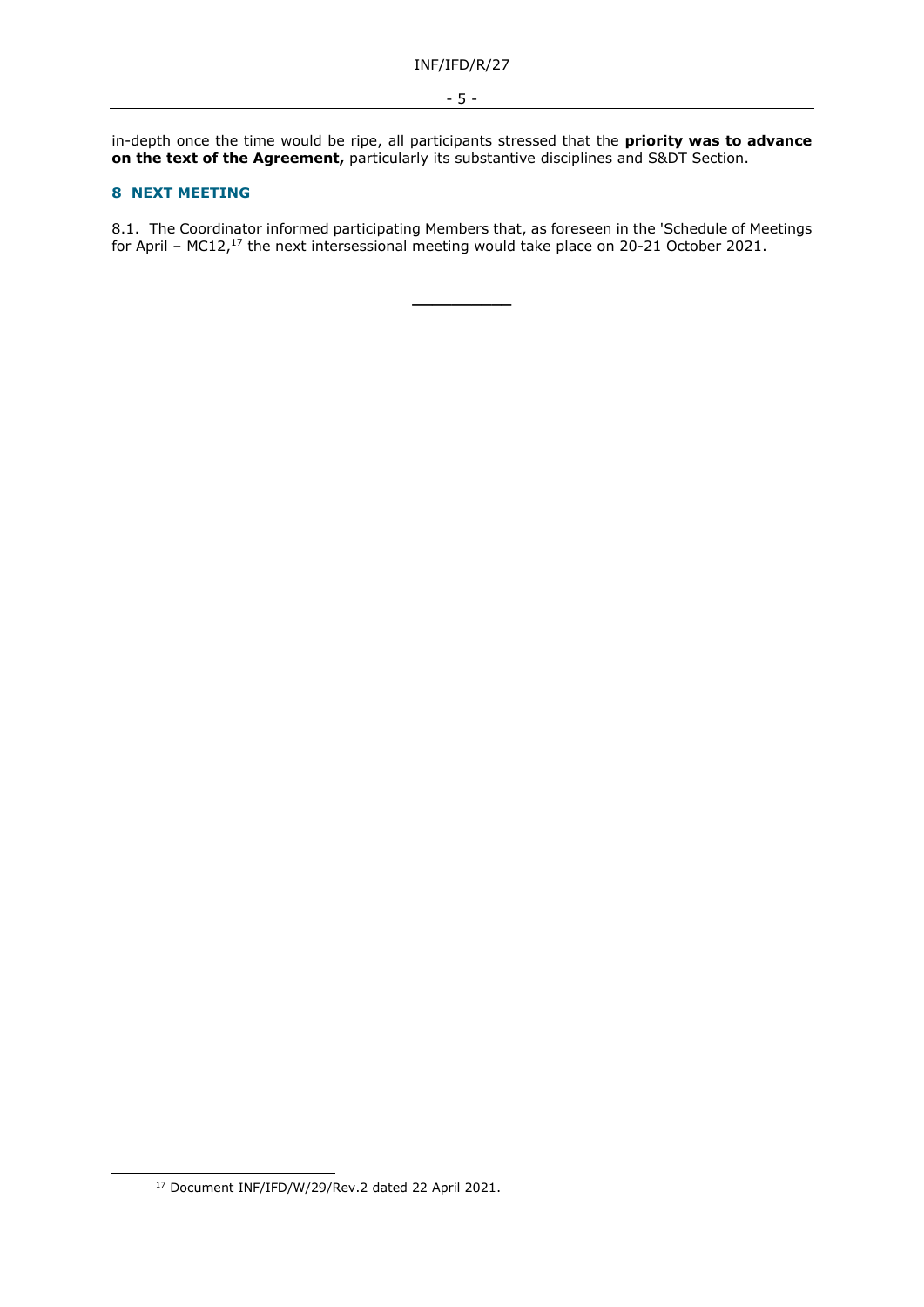in-depth once the time would be ripe, all participants stressed that the **priority was to advance on the text of the Agreement,** particularly its substantive disciplines and S&DT Section.

## 8 NEXT MEETING

8.1. The Coordinator informed participating Members that, as foreseen in the 'Schedule of Meetings for April – MC12,[17] the next intersessional meeting would take place on 20-21 October 2021.

---

[17] Document INF/IFD/W/29/Rev.2 dated 22 April 2021.